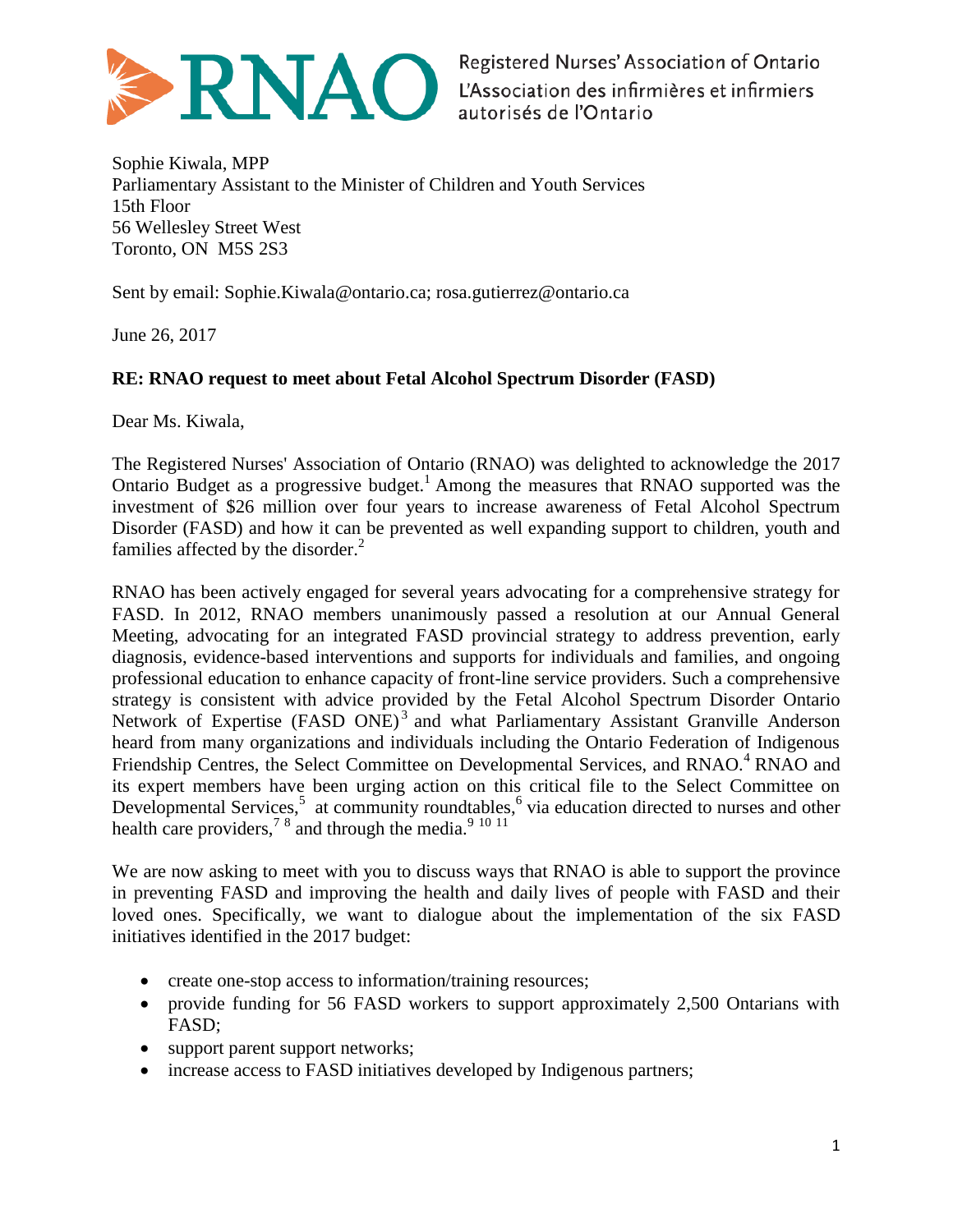Registered Nurses' Association of Ontario
L'Association des infirmières et infirmiers autorisés de l'Ontario

Sophie Kiwala, MPP
Parliamentary Assistant to the Minister of Children and Youth Services
15th Floor
56 Wellesley Street West
Toronto, ON M5S 2S3

Sent by email: Sophie.Kiwala@ontario.ca; rosa.gutierrez@ontario.ca

June 26, 2017

**RE: RNAO request to meet about Fetal Alcohol Spectrum Disorder (FASD)**

Dear Ms. Kiwala,

The Registered Nurses' Association of Ontario (RNAO) was delighted to acknowledge the 2017 Ontario Budget as a progressive budget.[1] Among the measures that RNAO supported was the investment of $26 million over four years to increase awareness of Fetal Alcohol Spectrum Disorder (FASD) and how it can be prevented as well expanding support to children, youth and families affected by the disorder.[2]

RNAO has been actively engaged for several years advocating for a comprehensive strategy for FASD. In 2012, RNAO members unanimously passed a resolution at our Annual General Meeting, advocating for an integrated FASD provincial strategy to address prevention, early diagnosis, evidence-based interventions and supports for individuals and families, and ongoing professional education to enhance capacity of front-line service providers. Such a comprehensive strategy is consistent with advice provided by the Fetal Alcohol Spectrum Disorder Ontario Network of Expertise (FASD ONE)[3] and what Parliamentary Assistant Granville Anderson heard from many organizations and individuals including the Ontario Federation of Indigenous Friendship Centres, the Select Committee on Developmental Services, and RNAO.[4] RNAO and its expert members have been urging action on this critical file to the Select Committee on Developmental Services,[5] at community roundtables,[6] via education directed to nurses and other health care providers,[7] [8] and through the media.[9] [10] [11]

We are now asking to meet with you to discuss ways that RNAO is able to support the province in preventing FASD and improving the health and daily lives of people with FASD and their loved ones. Specifically, we want to dialogue about the implementation of the six FASD initiatives identified in the 2017 budget:

- create one-stop access to information/training resources;
- provide funding for 56 FASD workers to support approximately 2,500 Ontarians with FASD;
- support parent support networks;
- increase access to FASD initiatives developed by Indigenous partners;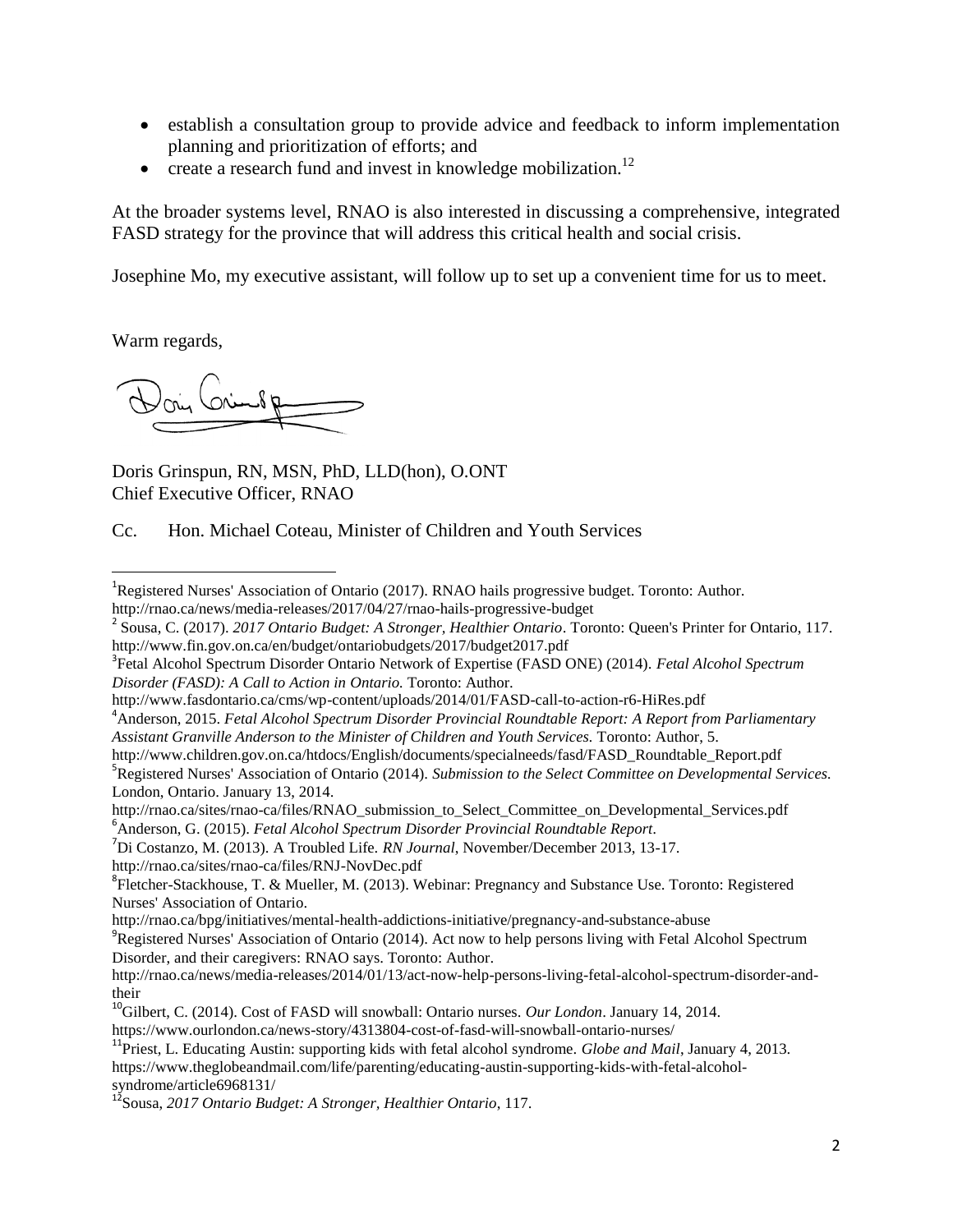- establish a consultation group to provide advice and feedback to inform implementation planning and prioritization of efforts; and
- create a research fund and invest in knowledge mobilization.[12]

At the broader systems level, RNAO is also interested in discussing a comprehensive, integrated FASD strategy for the province that will address this critical health and social crisis.

Josephine Mo, my executive assistant, will follow up to set up a convenient time for us to meet.

Warm regards,

Doris Grinspun, RN, MSN, PhD, LLD(hon), O.ONT
Chief Executive Officer, RNAO

Cc. Hon. Michael Coteau, Minister of Children and Youth Services

---

[1] Registered Nurses' Association of Ontario (2017). RNAO hails progressive budget. Toronto: Author. http://rnao.ca/news/media-releases/2017/04/27/rnao-hails-progressive-budget

[2] Sousa, C. (2017). *2017 Ontario Budget: A Stronger, Healthier Ontario*. Toronto: Queen's Printer for Ontario, 117. http://www.fin.gov.on.ca/en/budget/ontariobudgets/2017/budget2017.pdf

[3] Fetal Alcohol Spectrum Disorder Ontario Network of Expertise (FASD ONE) (2014). *Fetal Alcohol Spectrum Disorder (FASD): A Call to Action in Ontario.* Toronto: Author. http://www.fasdontario.ca/cms/wp-content/uploads/2014/01/FASD-call-to-action-r6-HiRes.pdf

[4] Anderson, 2015. *Fetal Alcohol Spectrum Disorder Provincial Roundtable Report: A Report from Parliamentary Assistant Granville Anderson to the Minister of Children and Youth Services.* Toronto: Author, 5. http://www.children.gov.on.ca/htdocs/English/documents/specialneeds/fasd/FASD_Roundtable_Report.pdf

[5] Registered Nurses' Association of Ontario (2014). *Submission to the Select Committee on Developmental Services.* London, Ontario. January 13, 2014. http://rnao.ca/sites/rnao-ca/files/RNAO_submission_to_Select_Committee_on_Developmental_Services.pdf

[6] Anderson, G. (2015). *Fetal Alcohol Spectrum Disorder Provincial Roundtable Report*.

[7] Di Costanzo, M. (2013). A Troubled Life. *RN Journal*, November/December 2013, 13-17. http://rnao.ca/sites/rnao-ca/files/RNJ-NovDec.pdf

[8] Fletcher-Stackhouse, T. & Mueller, M. (2013). Webinar: Pregnancy and Substance Use. Toronto: Registered Nurses' Association of Ontario. http://rnao.ca/bpg/initiatives/mental-health-addictions-initiative/pregnancy-and-substance-abuse

[9] Registered Nurses' Association of Ontario (2014). Act now to help persons living with Fetal Alcohol Spectrum Disorder, and their caregivers: RNAO says. Toronto: Author. http://rnao.ca/news/media-releases/2014/01/13/act-now-help-persons-living-fetal-alcohol-spectrum-disorder-and-their

[10] Gilbert, C. (2014). Cost of FASD will snowball: Ontario nurses. *Our London*. January 14, 2014. https://www.ourlondon.ca/news-story/4313804-cost-of-fasd-will-snowball-ontario-nurses/

[11] Priest, L. Educating Austin: supporting kids with fetal alcohol syndrome. *Globe and Mail*, January 4, 2013. https://www.theglobeandmail.com/life/parenting/educating-austin-supporting-kids-with-fetal-alcohol-syndrome/article6968131/

[12] Sousa, *2017 Ontario Budget: A Stronger, Healthier Ontario*, 117.